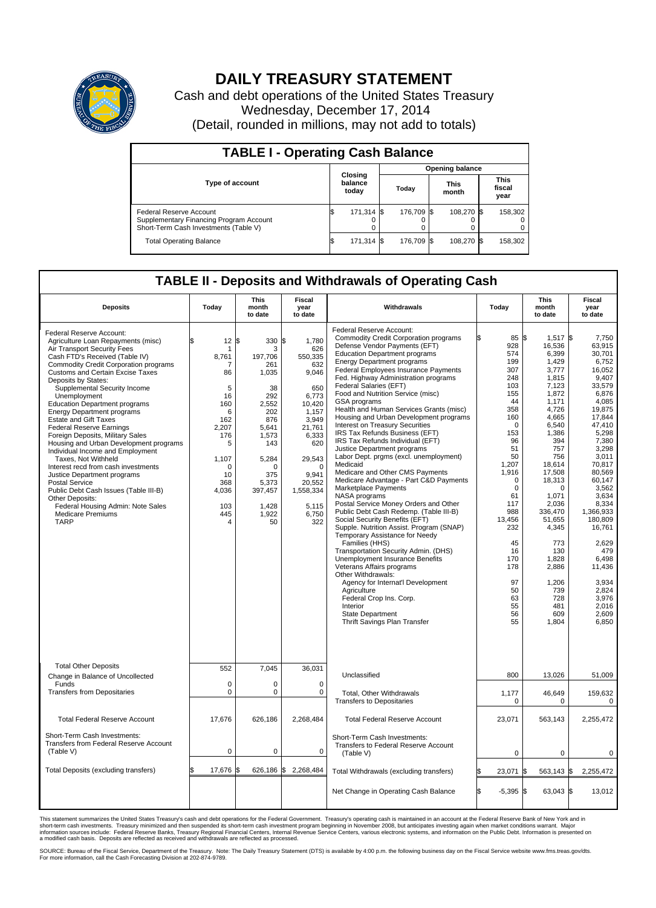# DAILY TREASURY STATEMENT

Cash and debt operations of the United States Treasury
Wednesday, December 17, 2014
(Detail, rounded in millions, may not add to totals)

## TABLE I - Operating Cash Balance

| Type of account | Closing balance today | Opening balance Today | Opening balance This month | Opening balance This fiscal year |
|---|---|---|---|---|
| Federal Reserve Account | $ 171,314 | $ 176,709 | $ 108,270 | $ 158,302 |
| Supplementary Financing Program Account | 0 | 0 | 0 | 0 |
| Short-Term Cash Investments (Table V) | 0 | 0 | 0 | 0 |
| Total Operating Balance | $ 171,314 | $ 176,709 | $ 108,270 | $ 158,302 |

## TABLE II - Deposits and Withdrawals of Operating Cash

| Deposits | Today | This month to date | Fiscal year to date |
|---|---|---|---|
| Federal Reserve Account: | | | |
| Agriculture Loan Repayments (misc) | $ 12 | $ 330 | $ 1,780 |
| Air Transport Security Fees | 1 | 3 | 626 |
| Cash FTD's Received (Table IV) | 8,761 | 197,706 | 550,335 |
| Commodity Credit Corporation programs | 7 | 261 | 632 |
| Customs and Certain Excise Taxes | 86 | 1,035 | 9,046 |
| Deposits by States: | | | |
| Supplemental Security Income | 5 | 38 | 650 |
| Unemployment | 16 | 292 | 6,773 |
| Education Department programs | 160 | 2,552 | 10,420 |
| Energy Department programs | 6 | 202 | 1,157 |
| Estate and Gift Taxes | 162 | 876 | 3,949 |
| Federal Reserve Earnings | 2,207 | 5,641 | 21,761 |
| Foreign Deposits, Military Sales | 176 | 1,573 | 6,333 |
| Housing and Urban Development programs | 5 | 143 | 620 |
| Individual Income and Employment Taxes, Not Withheld | 1,107 | 5,284 | 29,543 |
| Interest recd from cash investments | 0 | 0 | 0 |
| Justice Department programs | 10 | 375 | 9,941 |
| Postal Service | 368 | 5,373 | 20,552 |
| Public Debt Cash Issues (Table III-B) | 4,036 | 397,457 | 1,558,334 |
| Other Deposits: | | | |
| Federal Housing Admin: Note Sales | 103 | 1,428 | 5,115 |
| Medicare Premiums | 445 | 1,922 | 6,750 |
| TARP | 4 | 50 | 322 |
| Total Other Deposits | 552 | 7,045 | 36,031 |
| Change in Balance of Uncollected Funds | 0 | 0 | 0 |
| Transfers from Depositaries | 0 | 0 | 0 |
| Total Federal Reserve Account | 17,676 | 626,186 | 2,268,484 |
| Short-Term Cash Investments: Transfers from Federal Reserve Account (Table V) | 0 | 0 | 0 |
| Total Deposits (excluding transfers) | $ 17,676 | $ 626,186 | $ 2,268,484 |

| Withdrawals | Today | This month to date | Fiscal year to date |
|---|---|---|---|
| Federal Reserve Account: | | | |
| Commodity Credit Corporation programs | $ 85 | $ 1,517 | $ 7,750 |
| Defense Vendor Payments (EFT) | 928 | 16,536 | 63,915 |
| Education Department programs | 574 | 6,399 | 30,701 |
| Energy Department programs | 199 | 1,429 | 6,752 |
| Federal Employees Insurance Payments | 307 | 3,777 | 16,052 |
| Fed. Highway Administration programs | 248 | 1,815 | 9,407 |
| Federal Salaries (EFT) | 103 | 7,123 | 33,579 |
| Food and Nutrition Service (misc) | 155 | 1,872 | 6,876 |
| GSA programs | 44 | 1,171 | 4,085 |
| Health and Human Services Grants (misc) | 358 | 4,726 | 19,875 |
| Housing and Urban Development programs | 160 | 4,665 | 17,844 |
| Interest on Treasury Securities | 0 | 6,540 | 47,410 |
| IRS Tax Refunds Business (EFT) | 153 | 1,386 | 5,298 |
| IRS Tax Refunds Individual (EFT) | 96 | 394 | 7,380 |
| Justice Department programs | 51 | 757 | 3,298 |
| Labor Dept. prgms (excl. unemployment) | 50 | 756 | 3,011 |
| Medicaid | 1,207 | 18,614 | 70,817 |
| Medicare and Other CMS Payments | 1,916 | 17,508 | 80,569 |
| Medicare Advantage - Part C&D Payments | 0 | 18,313 | 60,147 |
| Marketplace Payments | 0 | 0 | 3,562 |
| NASA programs | 61 | 1,071 | 3,634 |
| Postal Service Money Orders and Other | 117 | 2,036 | 8,334 |
| Public Debt Cash Redemp. (Table III-B) | 988 | 336,470 | 1,366,933 |
| Social Security Benefits (EFT) | 13,456 | 51,655 | 180,809 |
| Supple. Nutrition Assist. Program (SNAP) | 232 | 4,345 | 16,761 |
| Temporary Assistance for Needy Families (HHS) | 45 | 773 | 2,629 |
| Transportation Security Admin. (DHS) | 16 | 130 | 479 |
| Unemployment Insurance Benefits | 170 | 1,828 | 6,498 |
| Veterans Affairs programs | 178 | 2,886 | 11,436 |
| Other Withdrawals: | | | |
| Agency for Internat'l Development | 97 | 1,206 | 3,934 |
| Agriculture | 50 | 739 | 2,824 |
| Federal Crop Ins. Corp. | 63 | 728 | 3,976 |
| Interior | 55 | 481 | 2,016 |
| State Department | 56 | 609 | 2,609 |
| Thrift Savings Plan Transfer | 55 | 1,804 | 6,850 |
| Unclassified | 800 | 13,026 | 51,009 |
| Total, Other Withdrawals | 1,177 | 46,649 | 159,632 |
| Transfers to Depositaries | 0 | 0 | 0 |
| Total Federal Reserve Account | 23,071 | 563,143 | 2,255,472 |
| Short-Term Cash Investments: Transfers to Federal Reserve Account (Table V) | 0 | 0 | 0 |
| Total Withdrawals (excluding transfers) | $ 23,071 | $ 563,143 | $ 2,255,472 |
| Net Change in Operating Cash Balance | $ -5,395 | $ 63,043 | $ 13,012 |

This statement summarizes the United States Treasury's cash and debt operations for the Federal Government. Treasury's operating cash is maintained in an account at the Federal Reserve Bank of New York and in short-term cash investments. Treasury minimized and then suspended its short-term cash investment program beginning in November 2008, but anticipates investing again when market conditions warrant. Major information sources include: Federal Reserve Banks, Treasury Regional Financial Centers, Internal Revenue Service Centers, various electronic systems, and information on the Public Debt. Information is presented on a modified cash basis. Deposits are reflected as received and withdrawals are reflected as processed.

SOURCE: Bureau of the Fiscal Service, Department of the Treasury. Note: The Daily Treasury Statement (DTS) is available by 4:00 p.m. the following business day on the Fiscal Service website www.fms.treas.gov/dts. For more information, call the Cash Forecasting Division at 202-874-9789.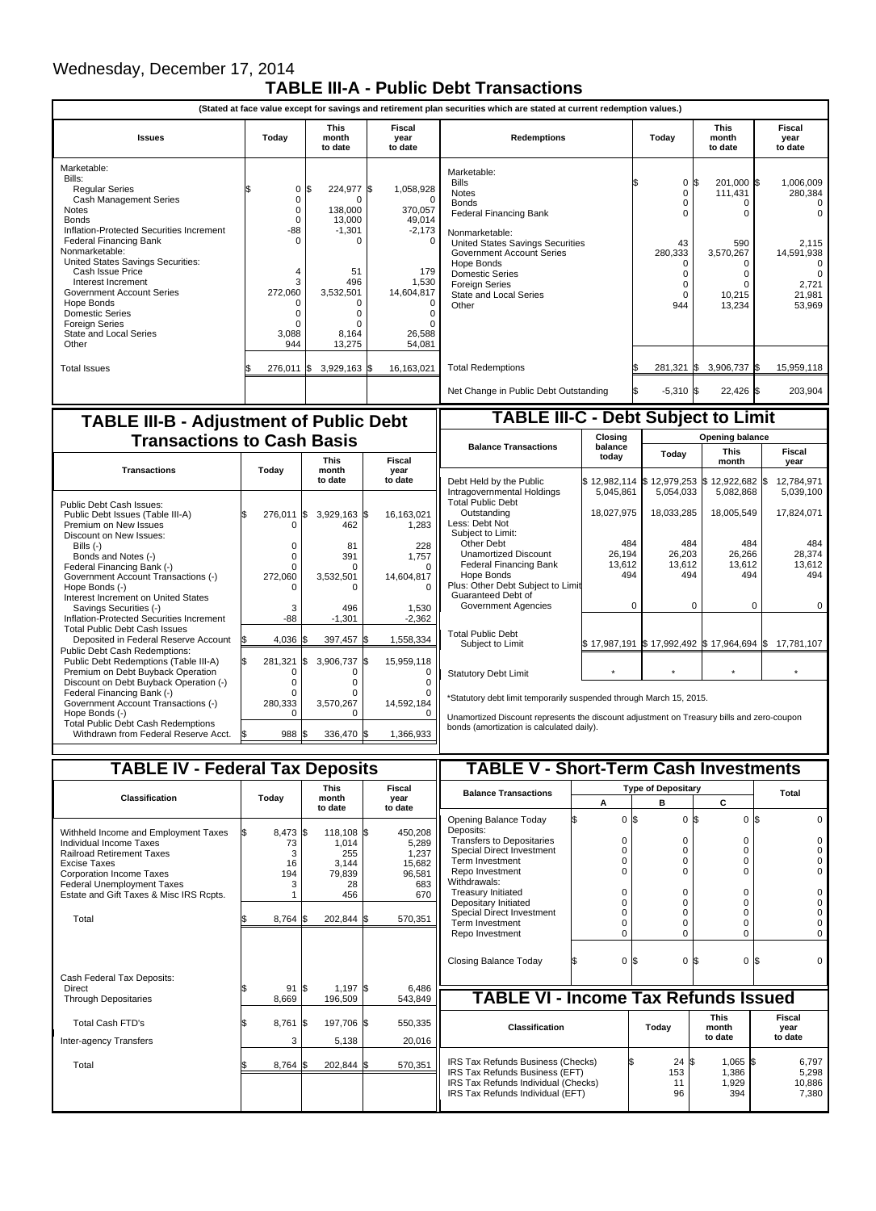Wednesday, December 17, 2014

# TABLE III-A - Public Debt Transactions

(Stated at face value except for savings and retirement plan securities which are stated at current redemption values.)

| Issues | Today | This month to date | Fiscal year to date |
|---|---|---|---|
| Marketable: | | | |
| Bills: | | | |
| Regular Series | $ 0 | $ 224,977 | $ 1,058,928 |
| Cash Management Series | 0 | 0 | 0 |
| Notes | 0 | 138,000 | 370,057 |
| Bonds | 0 | 13,000 | 49,014 |
| Inflation-Protected Securities Increment | -88 | -1,301 | -2,173 |
| Federal Financing Bank | 0 | 0 | 0 |
| Nonmarketable: | | | |
| United States Savings Securities: | | | |
| Cash Issue Price | 4 | 51 | 179 |
| Interest Increment | 3 | 496 | 1,530 |
| Government Account Series | 272,060 | 3,532,501 | 14,604,817 |
| Hope Bonds | 0 | 0 | 0 |
| Domestic Series | 0 | 0 | 0 |
| Foreign Series | 0 | 0 | 0 |
| State and Local Series | 3,088 | 8,164 | 26,588 |
| Other | 944 | 13,275 | 54,081 |
| Total Issues | $ 276,011 | $ 3,929,163 | $ 16,163,021 |

| Redemptions | Today | This month to date | Fiscal year to date |
|---|---|---|---|
| Marketable: | | | |
| Bills | $ 0 | $ 201,000 | $ 1,006,009 |
| Notes | 0 | 111,431 | 280,384 |
| Bonds | 0 | 0 | 0 |
| Federal Financing Bank | 0 | 0 | 0 |
| Nonmarketable: | | | |
| United States Savings Securities | 43 | 590 | 2,115 |
| Government Account Series | 280,333 | 3,570,267 | 14,591,938 |
| Hope Bonds | 0 | 0 | 0 |
| Domestic Series | 0 | 0 | 0 |
| Foreign Series | 0 | 0 | 2,721 |
| State and Local Series | 0 | 10,215 | 21,981 |
| Other | 944 | 13,234 | 53,969 |
| Total Redemptions | $ 281,321 | $ 3,906,737 | $ 15,959,118 |
| Net Change in Public Debt Outstanding | $ -5,310 | $ 22,426 | $ 203,904 |

# TABLE III-B - Adjustment of Public Debt Transactions to Cash Basis

| Transactions | Today | This month to date | Fiscal year to date |
|---|---|---|---|
| Public Debt Cash Issues: | | | |
| Public Debt Issues (Table III-A) | $ 276,011 | $ 3,929,163 | $ 16,163,021 |
| Premium on New Issues | 0 | 462 | 1,283 |
| Discount on New Issues: | | | |
| Bills (-) | 0 | 81 | 228 |
| Bonds and Notes (-) | 0 | 391 | 1,757 |
| Federal Financing Bank (-) | 0 | 0 | 0 |
| Government Account Transactions (-) | 272,060 | 3,532,501 | 14,604,817 |
| Hope Bonds (-) | 0 | 0 | 0 |
| Interest Increment on United States Savings Securities (-) | 3 | 496 | 1,530 |
| Inflation-Protected Securities Increment | -88 | -1,301 | -2,362 |
| Total Public Debt Cash Issues Deposited in Federal Reserve Account | $ 4,036 | $ 397,457 | $ 1,558,334 |
| Public Debt Cash Redemptions: | | | |
| Public Debt Redemptions (Table III-A) | $ 281,321 | $ 3,906,737 | $ 15,959,118 |
| Premium on Debt Buyback Operation | 0 | 0 | 0 |
| Discount on Debt Buyback Operation (-) | 0 | 0 | 0 |
| Federal Financing Bank (-) | 0 | 0 | 0 |
| Government Account Transactions (-) | 280,333 | 3,570,267 | 14,592,184 |
| Hope Bonds (-) | 0 | 0 | 0 |
| Total Public Debt Cash Redemptions Withdrawn from Federal Reserve Acct. | $ 988 | $ 336,470 | $ 1,366,933 |

# TABLE III-C - Debt Subject to Limit

| Balance Transactions | Closing balance today | Opening balance Today | Opening balance This month | Opening balance Fiscal year |
|---|---|---|---|---|
| Debt Held by the Public | $ 12,982,114 | $ 12,979,253 | $ 12,922,682 | $ 12,784,971 |
| Intragovernmental Holdings | 5,045,861 | 5,054,033 | 5,082,868 | 5,039,100 |
| Total Public Debt Outstanding | 18,027,975 | 18,033,285 | 18,005,549 | 17,824,071 |
| Less: Debt Not Subject to Limit: | | | | |
| Other Debt | 484 | 484 | 484 | 484 |
| Unamortized Discount | 26,194 | 26,203 | 26,266 | 28,374 |
| Federal Financing Bank | 13,612 | 13,612 | 13,612 | 13,612 |
| Hope Bonds | 494 | 494 | 494 | 494 |
| Plus: Other Debt Subject to Limit | | | | |
| Guaranteed Debt of Government Agencies | 0 | 0 | 0 | 0 |
| Total Public Debt Subject to Limit | $ 17,987,191 | $ 17,992,492 | $ 17,964,694 | $ 17,781,107 |
| Statutory Debt Limit | * | * | * | * |

*Statutory debt limit temporarily suspended through March 15, 2015.

Unamortized Discount represents the discount adjustment on Treasury bills and zero-coupon bonds (amortization is calculated daily).

# TABLE IV - Federal Tax Deposits

| Classification | Today | This month to date | Fiscal year to date |
|---|---|---|---|
| Withheld Income and Employment Taxes | $ 8,473 | $ 118,108 | $ 450,208 |
| Individual Income Taxes | 73 | 1,014 | 5,289 |
| Railroad Retirement Taxes | 3 | 255 | 1,237 |
| Excise Taxes | 16 | 3,144 | 15,682 |
| Corporation Income Taxes | 194 | 79,839 | 96,581 |
| Federal Unemployment Taxes | 3 | 28 | 683 |
| Estate and Gift Taxes & Misc IRS Rcpts. | 1 | 456 | 670 |
| Total | $ 8,764 | $ 202,844 | $ 570,351 |
| Cash Federal Tax Deposits: | | | |
| Direct | $ 91 | $ 1,197 | $ 6,486 |
| Through Depositaries | 8,669 | 196,509 | 543,849 |
| Total Cash FTD's | $ 8,761 | $ 197,706 | $ 550,335 |
| Inter-agency Transfers | 3 | 5,138 | 20,016 |
| Total | $ 8,764 | $ 202,844 | $ 570,351 |

# TABLE V - Short-Term Cash Investments

| Balance Transactions | Type of Depositary A | Type of Depositary B | Type of Depositary C | Total |
|---|---|---|---|---|
| Opening Balance Today | $ 0 | $ 0 | $ 0 | $ 0 |
| Deposits: | | | | |
| Transfers to Depositaries | 0 | 0 | 0 | 0 |
| Special Direct Investment | 0 | 0 | 0 | 0 |
| Term Investment | 0 | 0 | 0 | 0 |
| Repo Investment | 0 | 0 | 0 | 0 |
| Withdrawals: | | | | |
| Treasury Initiated | 0 | 0 | 0 | 0 |
| Depositary Initiated | 0 | 0 | 0 | 0 |
| Special Direct Investment | 0 | 0 | 0 | 0 |
| Term Investment | 0 | 0 | 0 | 0 |
| Repo Investment | 0 | 0 | 0 | 0 |
| Closing Balance Today | $ 0 | $ 0 | $ 0 | $ 0 |

# TABLE VI - Income Tax Refunds Issued

| Classification | Today | This month to date | Fiscal year to date |
|---|---|---|---|
| IRS Tax Refunds Business (Checks) | $ 24 | $ 1,065 | $ 6,797 |
| IRS Tax Refunds Business (EFT) | 153 | 1,386 | 5,298 |
| IRS Tax Refunds Individual (Checks) | 11 | 1,929 | 10,886 |
| IRS Tax Refunds Individual (EFT) | 96 | 394 | 7,380 |